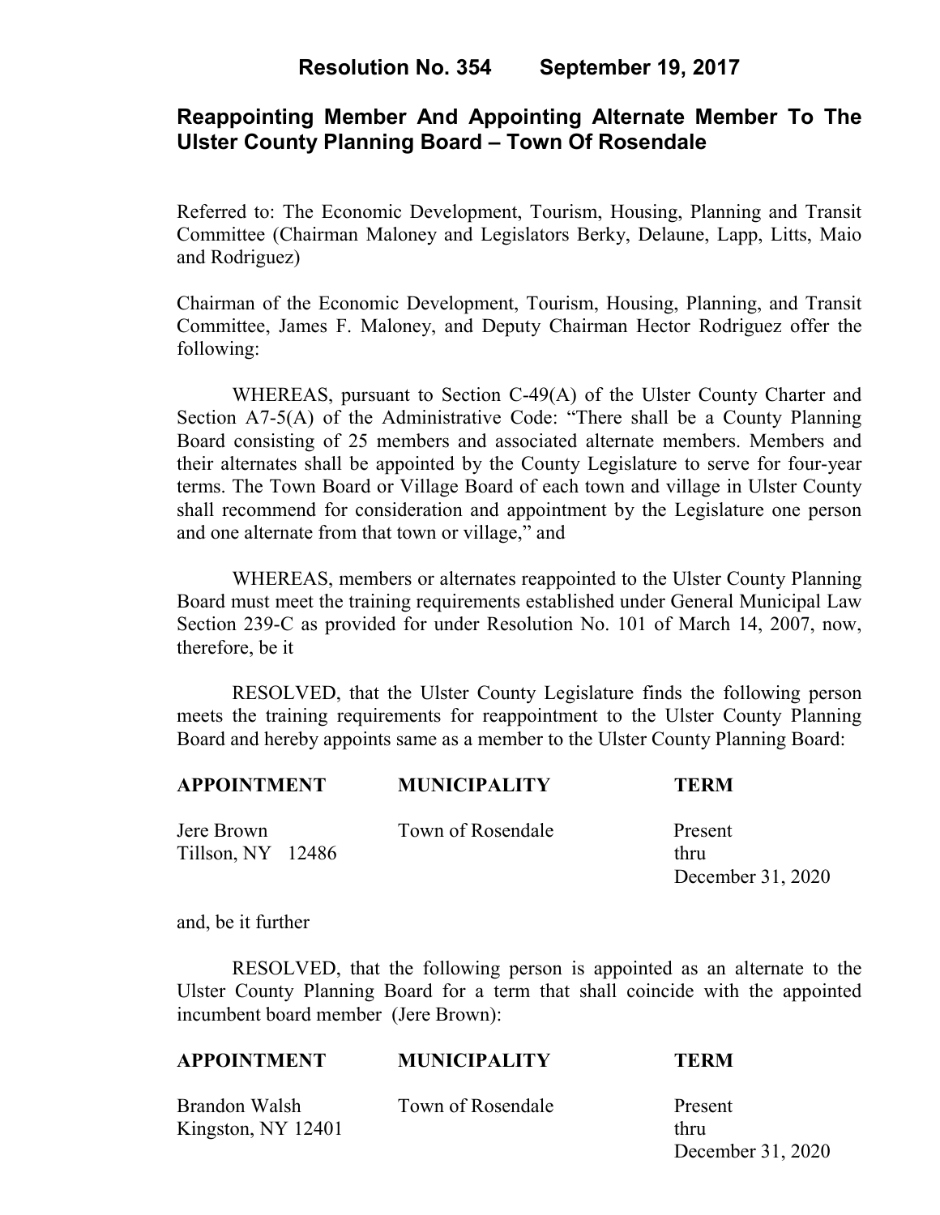# Resolution No. 354 September 19, 2017

## Reappointing Member And Appointing Alternate Member To The Ulster County Planning Board – Town Of Rosendale

Referred to: The Economic Development, Tourism, Housing, Planning and Transit Committee (Chairman Maloney and Legislators Berky, Delaune, Lapp, Litts, Maio and Rodriguez)

Chairman of the Economic Development, Tourism, Housing, Planning, and Transit Committee, James F. Maloney, and Deputy Chairman Hector Rodriguez offer the following:

WHEREAS, pursuant to Section C-49(A) of the Ulster County Charter and Section A7-5(A) of the Administrative Code: "There shall be a County Planning Board consisting of 25 members and associated alternate members. Members and their alternates shall be appointed by the County Legislature to serve for four-year terms. The Town Board or Village Board of each town and village in Ulster County shall recommend for consideration and appointment by the Legislature one person and one alternate from that town or village," and

WHEREAS, members or alternates reappointed to the Ulster County Planning Board must meet the training requirements established under General Municipal Law Section 239-C as provided for under Resolution No. 101 of March 14, 2007, now, therefore, be it

RESOLVED, that the Ulster County Legislature finds the following person meets the training requirements for reappointment to the Ulster County Planning Board and hereby appoints same as a member to the Ulster County Planning Board:

| APPOINTMENT | MUNICIPALITY | TERM |
|---|---|---|
| Jere Brown<br>Tillson, NY 12486 | Town of Rosendale | Present<br>thru<br>December 31, 2020 |

and, be it further

RESOLVED, that the following person is appointed as an alternate to the Ulster County Planning Board for a term that shall coincide with the appointed incumbent board member (Jere Brown):

| APPOINTMENT | MUNICIPALITY | TERM |
|---|---|---|
| Brandon Walsh<br>Kingston, NY 12401 | Town of Rosendale | Present<br>thru<br>December 31, 2020 |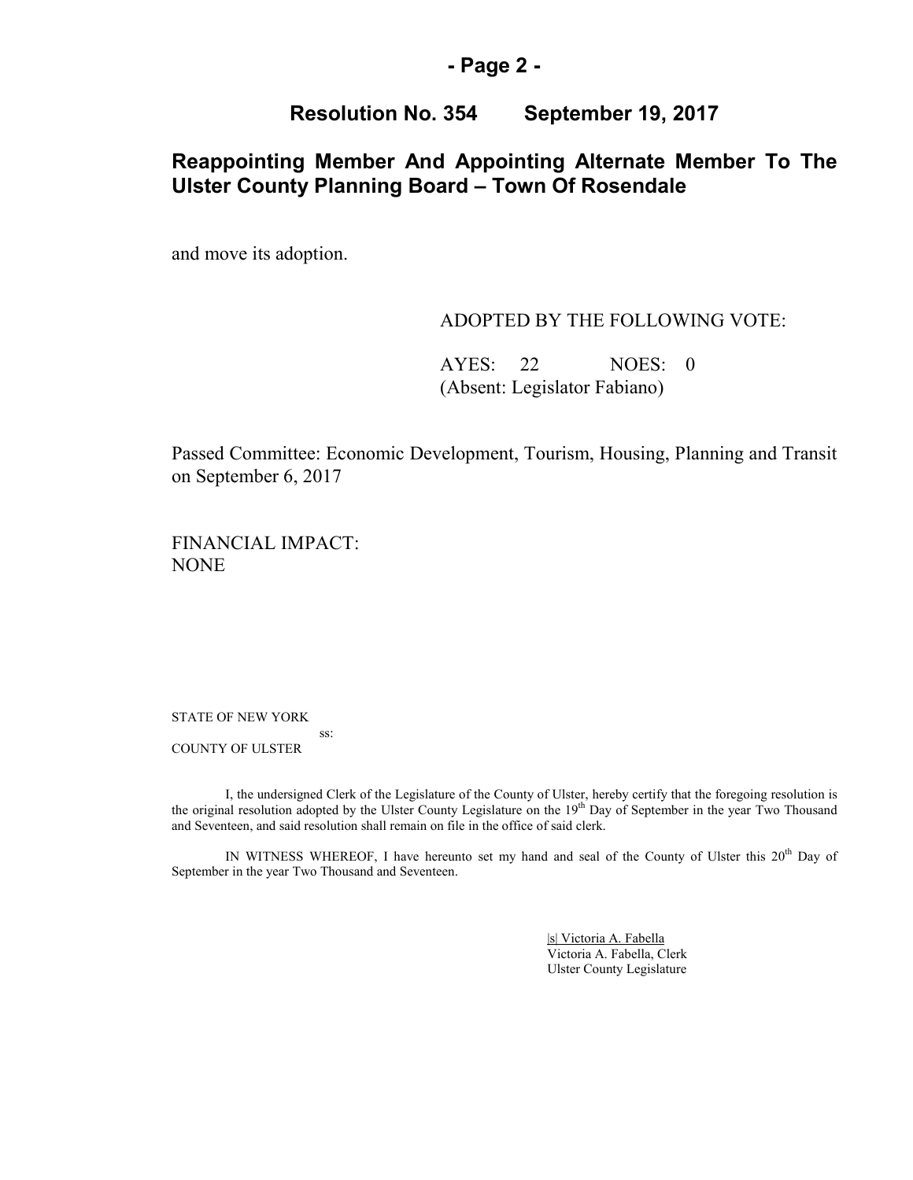## Resolution No. 354 September 19, 2017

## Reappointing Member And Appointing Alternate Member To The Ulster County Planning Board – Town Of Rosendale

and move its adoption.

ADOPTED BY THE FOLLOWING VOTE:

AYES: 22 NOES: 0
(Absent: Legislator Fabiano)

Passed Committee: Economic Development, Tourism, Housing, Planning and Transit on September 6, 2017

FINANCIAL IMPACT:
NONE

STATE OF NEW YORK
ss:
COUNTY OF ULSTER

I, the undersigned Clerk of the Legislature of the County of Ulster, hereby certify that the foregoing resolution is the original resolution adopted by the Ulster County Legislature on the 19th Day of September in the year Two Thousand and Seventeen, and said resolution shall remain on file in the office of said clerk.

IN WITNESS WHEREOF, I have hereunto set my hand and seal of the County of Ulster this 20th Day of September in the year Two Thousand and Seventeen.

|s| Victoria A. Fabella
Victoria A. Fabella, Clerk
Ulster County Legislature